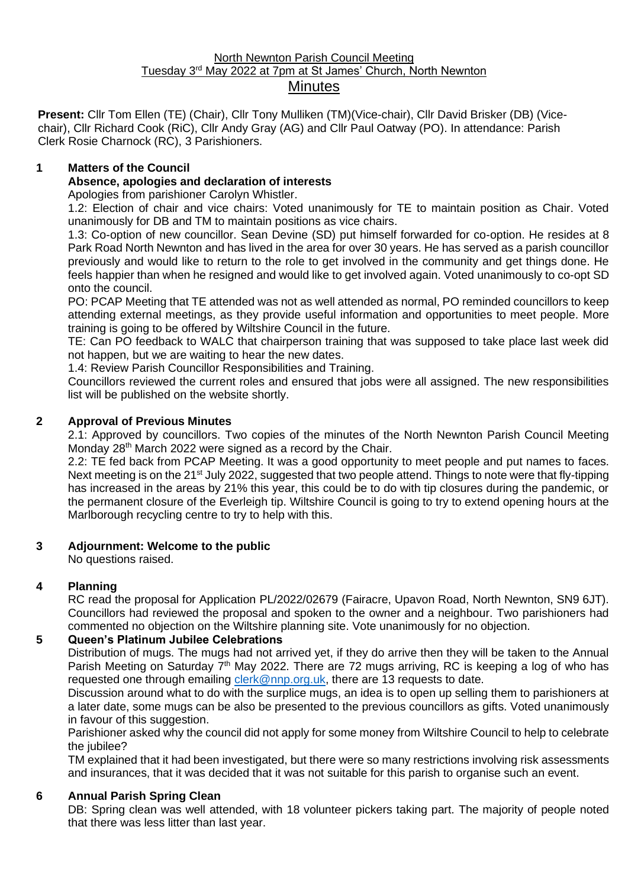North Newnton Parish Council Meeting

Tuesday 3rd May 2022 at 7pm at St James' Church, North Newnton

# Minutes

**Present:** Cllr Tom Ellen (TE) (Chair), Cllr Tony Mulliken (TM)(Vice-chair), Cllr David Brisker (DB) (Vice-chair), Cllr Richard Cook (RiC), Cllr Andy Gray (AG) and Cllr Paul Oatway (PO). In attendance: Parish Clerk Rosie Charnock (RC), 3 Parishioners.

## 1 Matters of the Council

**Absence, apologies and declaration of interests**

Apologies from parishioner Carolyn Whistler.

1.2: Election of chair and vice chairs: Voted unanimously for TE to maintain position as Chair. Voted unanimously for DB and TM to maintain positions as vice chairs.

1.3: Co-option of new councillor. Sean Devine (SD) put himself forwarded for co-option. He resides at 8 Park Road North Newnton and has lived in the area for over 30 years. He has served as a parish councillor previously and would like to return to the role to get involved in the community and get things done. He feels happier than when he resigned and would like to get involved again. Voted unanimously to co-opt SD onto the council.

PO: PCAP Meeting that TE attended was not as well attended as normal, PO reminded councillors to keep attending external meetings, as they provide useful information and opportunities to meet people. More training is going to be offered by Wiltshire Council in the future.

TE: Can PO feedback to WALC that chairperson training that was supposed to take place last week did not happen, but we are waiting to hear the new dates.

1.4: Review Parish Councillor Responsibilities and Training.

Councillors reviewed the current roles and ensured that jobs were all assigned. The new responsibilities list will be published on the website shortly.

## 2 Approval of Previous Minutes

2.1: Approved by councillors. Two copies of the minutes of the North Newnton Parish Council Meeting Monday 28th March 2022 were signed as a record by the Chair.

2.2: TE fed back from PCAP Meeting. It was a good opportunity to meet people and put names to faces. Next meeting is on the 21st July 2022, suggested that two people attend. Things to note were that fly-tipping has increased in the areas by 21% this year, this could be to do with tip closures during the pandemic, or the permanent closure of the Everleigh tip. Wiltshire Council is going to try to extend opening hours at the Marlborough recycling centre to try to help with this.

## 3 Adjournment: Welcome to the public

No questions raised.

## 4 Planning

RC read the proposal for Application PL/2022/02679 (Fairacre, Upavon Road, North Newnton, SN9 6JT). Councillors had reviewed the proposal and spoken to the owner and a neighbour. Two parishioners had commented no objection on the Wiltshire planning site. Vote unanimously for no objection.

## 5 Queen's Platinum Jubilee Celebrations

Distribution of mugs. The mugs had not arrived yet, if they do arrive then they will be taken to the Annual Parish Meeting on Saturday 7th May 2022. There are 72 mugs arriving, RC is keeping a log of who has requested one through emailing clerk@nnp.org.uk, there are 13 requests to date.

Discussion around what to do with the surplice mugs, an idea is to open up selling them to parishioners at a later date, some mugs can be also be presented to the previous councillors as gifts. Voted unanimously in favour of this suggestion.

Parishioner asked why the council did not apply for some money from Wiltshire Council to help to celebrate the jubilee?

TM explained that it had been investigated, but there were so many restrictions involving risk assessments and insurances, that it was decided that it was not suitable for this parish to organise such an event.

## 6 Annual Parish Spring Clean

DB: Spring clean was well attended, with 18 volunteer pickers taking part. The majority of people noted that there was less litter than last year.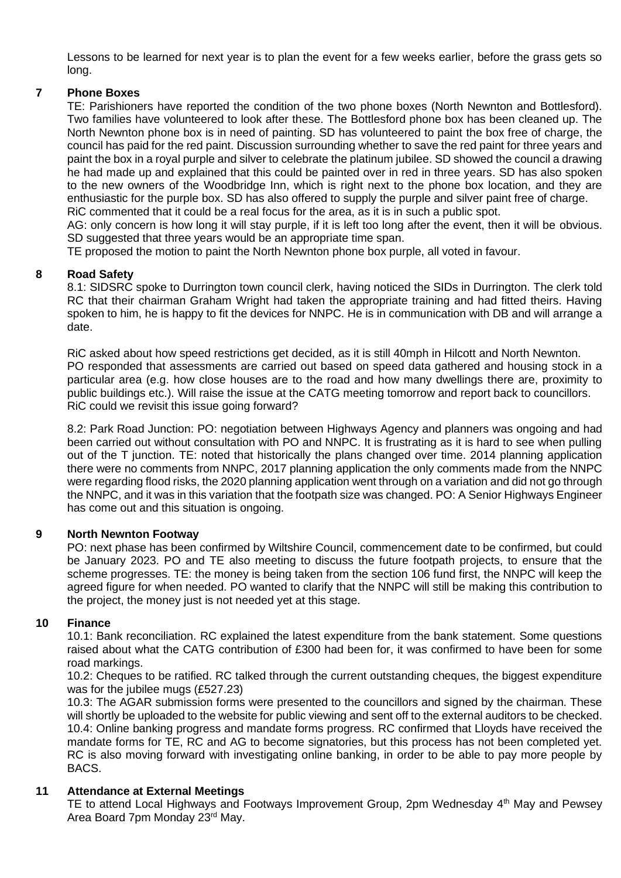Lessons to be learned for next year is to plan the event for a few weeks earlier, before the grass gets so long.

## 7 Phone Boxes

TE: Parishioners have reported the condition of the two phone boxes (North Newnton and Bottlesford). Two families have volunteered to look after these. The Bottlesford phone box has been cleaned up. The North Newnton phone box is in need of painting. SD has volunteered to paint the box free of charge, the council has paid for the red paint. Discussion surrounding whether to save the red paint for three years and paint the box in a royal purple and silver to celebrate the platinum jubilee. SD showed the council a drawing he had made up and explained that this could be painted over in red in three years. SD has also spoken to the new owners of the Woodbridge Inn, which is right next to the phone box location, and they are enthusiastic for the purple box. SD has also offered to supply the purple and silver paint free of charge.
RiC commented that it could be a real focus for the area, as it is in such a public spot.
AG: only concern is how long it will stay purple, if it is left too long after the event, then it will be obvious. SD suggested that three years would be an appropriate time span.
TE proposed the motion to paint the North Newnton phone box purple, all voted in favour.

## 8 Road Safety

8.1: SIDSRC spoke to Durrington town council clerk, having noticed the SIDs in Durrington. The clerk told RC that their chairman Graham Wright had taken the appropriate training and had fitted theirs. Having spoken to him, he is happy to fit the devices for NNPC. He is in communication with DB and will arrange a date.

RiC asked about how speed restrictions get decided, as it is still 40mph in Hilcott and North Newnton.
PO responded that assessments are carried out based on speed data gathered and housing stock in a particular area (e.g. how close houses are to the road and how many dwellings there are, proximity to public buildings etc.). Will raise the issue at the CATG meeting tomorrow and report back to councillors.
RiC could we revisit this issue going forward?

8.2: Park Road Junction: PO: negotiation between Highways Agency and planners was ongoing and had been carried out without consultation with PO and NNPC. It is frustrating as it is hard to see when pulling out of the T junction. TE: noted that historically the plans changed over time. 2014 planning application there were no comments from NNPC, 2017 planning application the only comments made from the NNPC were regarding flood risks, the 2020 planning application went through on a variation and did not go through the NNPC, and it was in this variation that the footpath size was changed. PO: A Senior Highways Engineer has come out and this situation is ongoing.

## 9 North Newnton Footway

PO: next phase has been confirmed by Wiltshire Council, commencement date to be confirmed, but could be January 2023. PO and TE also meeting to discuss the future footpath projects, to ensure that the scheme progresses. TE: the money is being taken from the section 106 fund first, the NNPC will keep the agreed figure for when needed. PO wanted to clarify that the NNPC will still be making this contribution to the project, the money just is not needed yet at this stage.

## 10 Finance

10.1: Bank reconciliation. RC explained the latest expenditure from the bank statement. Some questions raised about what the CATG contribution of £300 had been for, it was confirmed to have been for some road markings.
10.2: Cheques to be ratified. RC talked through the current outstanding cheques, the biggest expenditure was for the jubilee mugs (£527.23)
10.3: The AGAR submission forms were presented to the councillors and signed by the chairman. These will shortly be uploaded to the website for public viewing and sent off to the external auditors to be checked.
10.4: Online banking progress and mandate forms progress. RC confirmed that Lloyds have received the mandate forms for TE, RC and AG to become signatories, but this process has not been completed yet. RC is also moving forward with investigating online banking, in order to be able to pay more people by BACS.

## 11 Attendance at External Meetings

TE to attend Local Highways and Footways Improvement Group, 2pm Wednesday 4th May and Pewsey Area Board 7pm Monday 23rd May.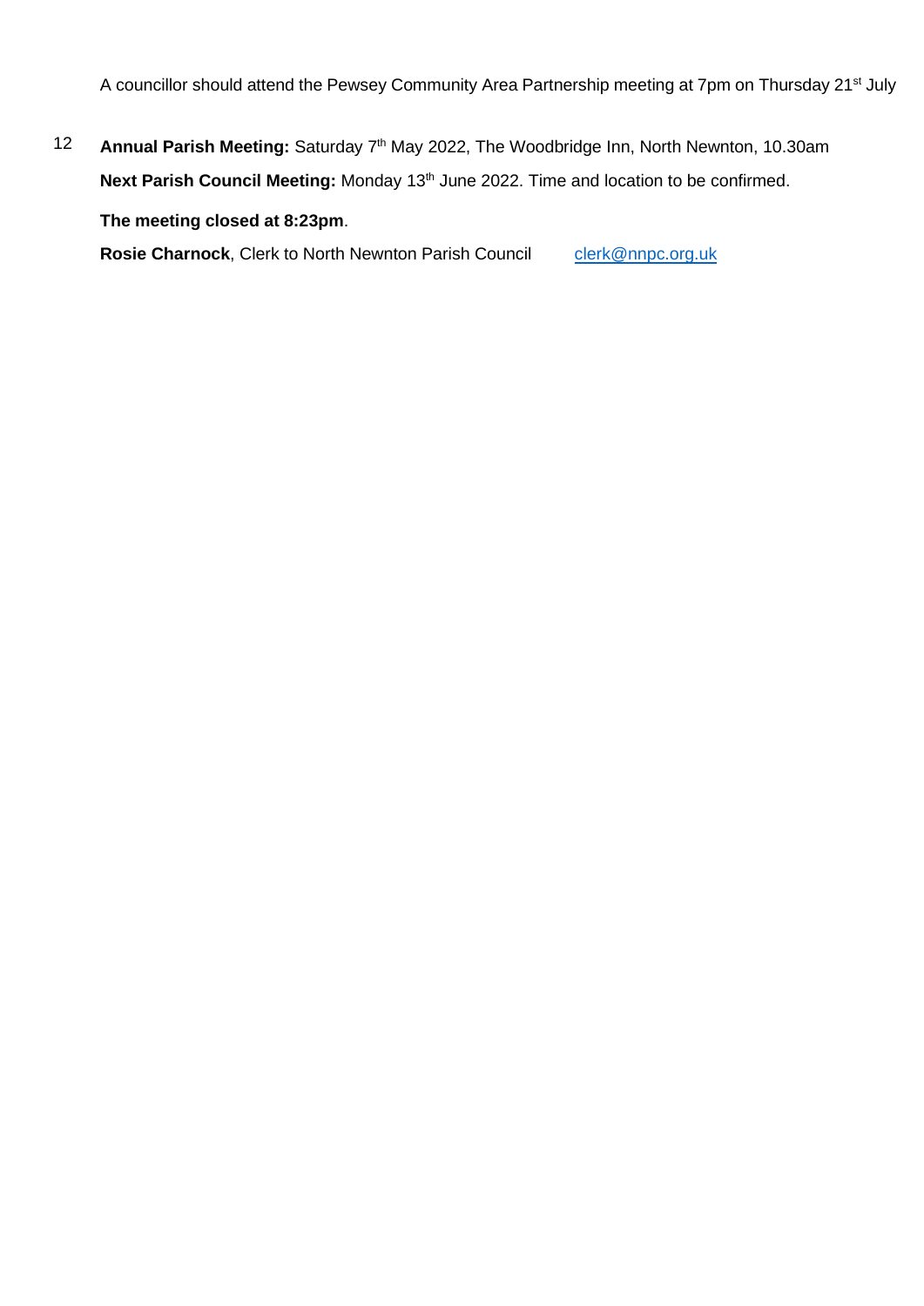A councillor should attend the Pewsey Community Area Partnership meeting at 7pm on Thursday 21st July

12 **Annual Parish Meeting:** Saturday 7th May 2022, The Woodbridge Inn, North Newnton, 10.30am

**Next Parish Council Meeting:** Monday 13th June 2022. Time and location to be confirmed.

**The meeting closed at 8:23pm**.

**Rosie Charnock**, Clerk to North Newnton Parish Council clerk@nnpc.org.uk